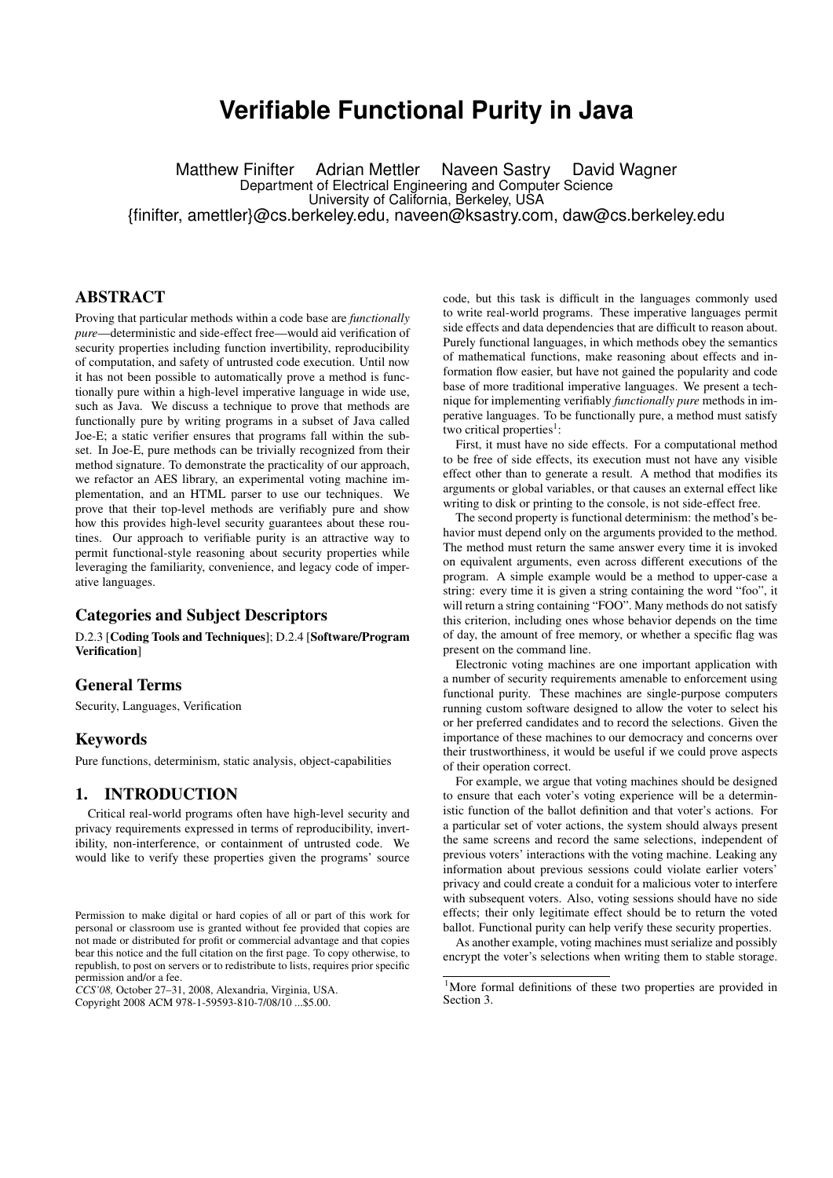# Verifiable Functional Purity in Java

Matthew Finifter Adrian Mettler Naveen Sastry David Wagner
Department of Electrical Engineering and Computer Science
University of California, Berkeley, USA
{finifter, amettler}@cs.berkeley.edu, naveen@ksastry.com, daw@cs.berkeley.edu

## ABSTRACT

Proving that particular methods within a code base are *functionally pure*—deterministic and side-effect free—would aid verification of security properties including function invertibility, reproducibility of computation, and safety of untrusted code execution. Until now it has not been possible to automatically prove a method is functionally pure within a high-level imperative language in wide use, such as Java. We discuss a technique to prove that methods are functionally pure by writing programs in a subset of Java called Joe-E; a static verifier ensures that programs fall within the subset. In Joe-E, pure methods can be trivially recognized from their method signature. To demonstrate the practicality of our approach, we refactor an AES library, an experimental voting machine implementation, and an HTML parser to use our techniques. We prove that their top-level methods are verifiably pure and show how this provides high-level security guarantees about these routines. Our approach to verifiable purity is an attractive way to permit functional-style reasoning about security properties while leveraging the familiarity, convenience, and legacy code of imperative languages.

### Categories and Subject Descriptors

D.2.3 [**Coding Tools and Techniques**]; D.2.4 [**Software/Program Verification**]

### General Terms

Security, Languages, Verification

### Keywords

Pure functions, determinism, static analysis, object-capabilities

## 1. INTRODUCTION

Critical real-world programs often have high-level security and privacy requirements expressed in terms of reproducibility, invertibility, non-interference, or containment of untrusted code. We would like to verify these properties given the programs' source code, but this task is difficult in the languages commonly used to write real-world programs. These imperative languages permit side effects and data dependencies that are difficult to reason about. Purely functional languages, in which methods obey the semantics of mathematical functions, make reasoning about effects and information flow easier, but have not gained the popularity and code base of more traditional imperative languages. We present a technique for implementing verifiably *functionally pure* methods in imperative languages. To be functionally pure, a method must satisfy two critical properties[1]:

First, it must have no side effects. For a computational method to be free of side effects, its execution must not have any visible effect other than to generate a result. A method that modifies its arguments or global variables, or that causes an external effect like writing to disk or printing to the console, is not side-effect free.

The second property is functional determinism: the method's behavior must depend only on the arguments provided to the method. The method must return the same answer every time it is invoked on equivalent arguments, even across different executions of the program. A simple example would be a method to upper-case a string: every time it is given a string containing the word "foo", it will return a string containing "FOO". Many methods do not satisfy this criterion, including ones whose behavior depends on the time of day, the amount of free memory, or whether a specific flag was present on the command line.

Electronic voting machines are one important application with a number of security requirements amenable to enforcement using functional purity. These machines are single-purpose computers running custom software designed to allow the voter to select his or her preferred candidates and to record the selections. Given the importance of these machines to our democracy and concerns over their trustworthiness, it would be useful if we could prove aspects of their operation correct.

For example, we argue that voting machines should be designed to ensure that each voter's voting experience will be a deterministic function of the ballot definition and that voter's actions. For a particular set of voter actions, the system should always present the same screens and record the same selections, independent of previous voters' interactions with the voting machine. Leaking any information about previous sessions could violate earlier voters' privacy and could create a conduit for a malicious voter to interfere with subsequent voters. Also, voting sessions should have no side effects; their only legitimate effect should be to return the voted ballot. Functional purity can help verify these security properties.

As another example, voting machines must serialize and possibly encrypt the voter's selections when writing them to stable storage.

Permission to make digital or hard copies of all or part of this work for personal or classroom use is granted without fee provided that copies are not made or distributed for profit or commercial advantage and that copies bear this notice and the full citation on the first page. To copy otherwise, to republish, to post on servers or to redistribute to lists, requires prior specific permission and/or a fee.
*CCS'08,* October 27–31, 2008, Alexandria, Virginia, USA.
Copyright 2008 ACM 978-1-59593-810-7/08/10 ...$5.00.

[1] More formal definitions of these two properties are provided in Section 3.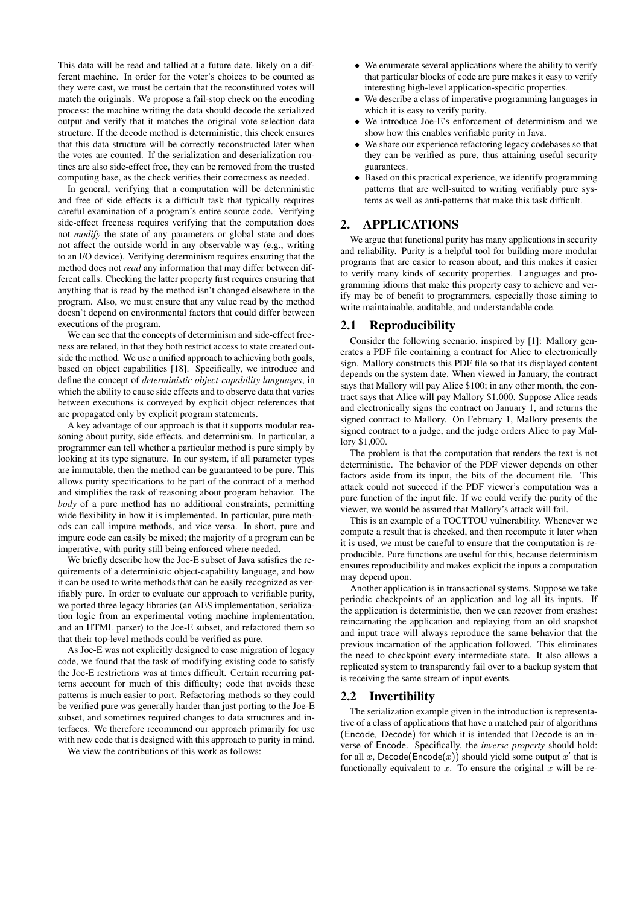This data will be read and tallied at a future date, likely on a different machine. In order for the voter's choices to be counted as they were cast, we must be certain that the reconstituted votes will match the originals. We propose a fail-stop check on the encoding process: the machine writing the data should decode the serialized output and verify that it matches the original vote selection data structure. If the decode method is deterministic, this check ensures that this data structure will be correctly reconstructed later when the votes are counted. If the serialization and deserialization routines are also side-effect free, they can be removed from the trusted computing base, as the check verifies their correctness as needed.

In general, verifying that a computation will be deterministic and free of side effects is a difficult task that typically requires careful examination of a program's entire source code. Verifying side-effect freeness requires verifying that the computation does not *modify* the state of any parameters or global state and does not affect the outside world in any observable way (e.g., writing to an I/O device). Verifying determinism requires ensuring that the method does not *read* any information that may differ between different calls. Checking the latter property first requires ensuring that anything that is read by the method isn't changed elsewhere in the program. Also, we must ensure that any value read by the method doesn't depend on environmental factors that could differ between executions of the program.

We can see that the concepts of determinism and side-effect freeness are related, in that they both restrict access to state created outside the method. We use a unified approach to achieving both goals, based on object capabilities [18]. Specifically, we introduce and define the concept of *deterministic object-capability languages*, in which the ability to cause side effects and to observe data that varies between executions is conveyed by explicit object references that are propagated only by explicit program statements.

A key advantage of our approach is that it supports modular reasoning about purity, side effects, and determinism. In particular, a programmer can tell whether a particular method is pure simply by looking at its type signature. In our system, if all parameter types are immutable, then the method can be guaranteed to be pure. This allows purity specifications to be part of the contract of a method and simplifies the task of reasoning about program behavior. The *body* of a pure method has no additional constraints, permitting wide flexibility in how it is implemented. In particular, pure methods can call impure methods, and vice versa. In short, pure and impure code can easily be mixed; the majority of a program can be imperative, with purity still being enforced where needed.

We briefly describe how the Joe-E subset of Java satisfies the requirements of a deterministic object-capability language, and how it can be used to write methods that can be easily recognized as verifiably pure. In order to evaluate our approach to verifiable purity, we ported three legacy libraries (an AES implementation, serialization logic from an experimental voting machine implementation, and an HTML parser) to the Joe-E subset, and refactored them so that their top-level methods could be verified as pure.

As Joe-E was not explicitly designed to ease migration of legacy code, we found that the task of modifying existing code to satisfy the Joe-E restrictions was at times difficult. Certain recurring patterns account for much of this difficulty; code that avoids these patterns is much easier to port. Refactoring methods so they could be verified pure was generally harder than just porting to the Joe-E subset, and sometimes required changes to data structures and interfaces. We therefore recommend our approach primarily for use with new code that is designed with this approach to purity in mind.

We view the contributions of this work as follows:

- We enumerate several applications where the ability to verify that particular blocks of code are pure makes it easy to verify interesting high-level application-specific properties.
- We describe a class of imperative programming languages in which it is easy to verify purity.
- We introduce Joe-E's enforcement of determinism and we show how this enables verifiable purity in Java.
- We share our experience refactoring legacy codebases so that they can be verified as pure, thus attaining useful security guarantees.
- Based on this practical experience, we identify programming patterns that are well-suited to writing verifiably pure systems as well as anti-patterns that make this task difficult.

## 2. APPLICATIONS

We argue that functional purity has many applications in security and reliability. Purity is a helpful tool for building more modular programs that are easier to reason about, and this makes it easier to verify many kinds of security properties. Languages and programming idioms that make this property easy to achieve and verify may be of benefit to programmers, especially those aiming to write maintainable, auditable, and understandable code.

### 2.1 Reproducibility

Consider the following scenario, inspired by [1]: Mallory generates a PDF file containing a contract for Alice to electronically sign. Mallory constructs this PDF file so that its displayed content depends on the system date. When viewed in January, the contract says that Mallory will pay Alice \$100; in any other month, the contract says that Alice will pay Mallory \$1,000. Suppose Alice reads and electronically signs the contract on January 1, and returns the signed contract to Mallory. On February 1, Mallory presents the signed contract to a judge, and the judge orders Alice to pay Mallory \$1,000.

The problem is that the computation that renders the text is not deterministic. The behavior of the PDF viewer depends on other factors aside from its input, the bits of the document file. This attack could not succeed if the PDF viewer's computation was a pure function of the input file. If we could verify the purity of the viewer, we would be assured that Mallory's attack will fail.

This is an example of a TOCTTOU vulnerability. Whenever we compute a result that is checked, and then recompute it later when it is used, we must be careful to ensure that the computation is reproducible. Pure functions are useful for this, because determinism ensures reproducibility and makes explicit the inputs a computation may depend upon.

Another application is in transactional systems. Suppose we take periodic checkpoints of an application and log all its inputs. If the application is deterministic, then we can recover from crashes: reincarnating the application and replaying from an old snapshot and input trace will always reproduce the same behavior that the previous incarnation of the application followed. This eliminates the need to checkpoint every intermediate state. It also allows a replicated system to transparently fail over to a backup system that is receiving the same stream of input events.

### 2.2 Invertibility

The serialization example given in the introduction is representative of a class of applications that have a matched pair of algorithms (Encode, Decode) for which it is intended that Decode is an inverse of Encode. Specifically, the *inverse property* should hold: for all $x$, $\mathsf{Decode}(\mathsf{Encode}(x))$ should yield some output $x'$ that is functionally equivalent to $x$. To ensure the original $x$ will be re-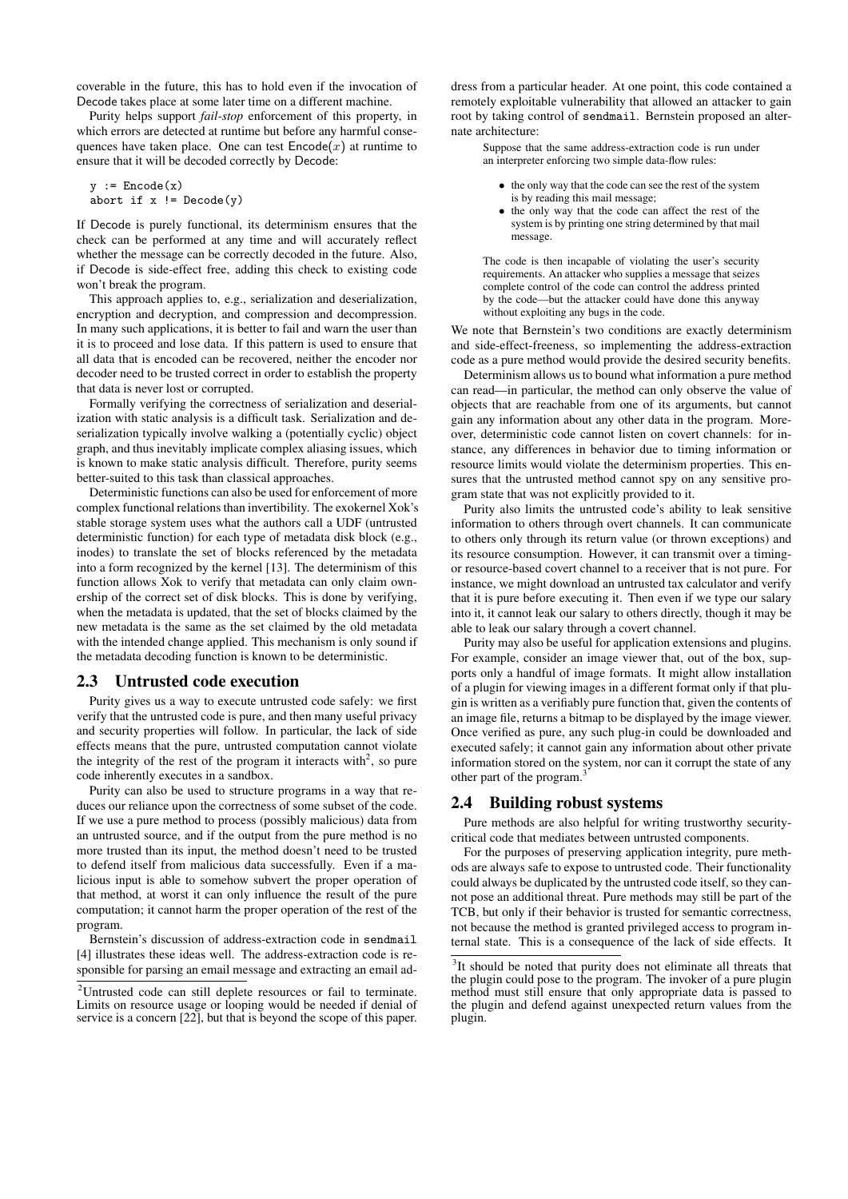coverable in the future, this has to hold even if the invocation of Decode takes place at some later time on a different machine.

Purity helps support *fail-stop* enforcement of this property, in which errors are detected at runtime but before any harmful consequences have taken place. One can test $\mathsf{Encode}(x)$ at runtime to ensure that it will be decoded correctly by Decode:

```
y := Encode(x)
abort if x != Decode(y)
```

If Decode is purely functional, its determinism ensures that the check can be performed at any time and will accurately reflect whether the message can be correctly decoded in the future. Also, if Decode is side-effect free, adding this check to existing code won't break the program.

This approach applies to, e.g., serialization and deserialization, encryption and decryption, and compression and decompression. In many such applications, it is better to fail and warn the user than it is to proceed and lose data. If this pattern is used to ensure that all data that is encoded can be recovered, neither the encoder nor decoder need to be trusted correct in order to establish the property that data is never lost or corrupted.

Formally verifying the correctness of serialization and deserialization with static analysis is a difficult task. Serialization and deserialization typically involve walking a (potentially cyclic) object graph, and thus inevitably implicate complex aliasing issues, which is known to make static analysis difficult. Therefore, purity seems better-suited to this task than classical approaches.

Deterministic functions can also be used for enforcement of more complex functional relations than invertibility. The exokernel Xok's stable storage system uses what the authors call a UDF (untrusted deterministic function) for each type of metadata disk block (e.g., inodes) to translate the set of blocks referenced by the metadata into a form recognized by the kernel [13]. The determinism of this function allows Xok to verify that metadata can only claim ownership of the correct set of disk blocks. This is done by verifying, when the metadata is updated, that the set of blocks claimed by the new metadata is the same as the set claimed by the old metadata with the intended change applied. This mechanism is only sound if the metadata decoding function is known to be deterministic.

## 2.3 Untrusted code execution

Purity gives us a way to execute untrusted code safely: we first verify that the untrusted code is pure, and then many useful privacy and security properties will follow. In particular, the lack of side effects means that the pure, untrusted computation cannot violate the integrity of the rest of the program it interacts with[2], so pure code inherently executes in a sandbox.

Purity can also be used to structure programs in a way that reduces our reliance upon the correctness of some subset of the code. If we use a pure method to process (possibly malicious) data from an untrusted source, and if the output from the pure method is no more trusted than its input, the method doesn't need to be trusted to defend itself from malicious data successfully. Even if a malicious input is able to somehow subvert the proper operation of that method, at worst it can only influence the result of the pure computation; it cannot harm the proper operation of the rest of the program.

Bernstein's discussion of address-extraction code in `sendmail` [4] illustrates these ideas well. The address-extraction code is responsible for parsing an email message and extracting an email address from a particular header. At one point, this code contained a remotely exploitable vulnerability that allowed an attacker to gain root by taking control of `sendmail`. Bernstein proposed an alternate architecture:

> Suppose that the same address-extraction code is run under an interpreter enforcing two simple data-flow rules:
>
> - the only way that the code can see the rest of the system is by reading this mail message;
> - the only way that the code can affect the rest of the system is by printing one string determined by that mail message.
>
> The code is then incapable of violating the user's security requirements. An attacker who supplies a message that seizes complete control of the code can control the address printed by the code—but the attacker could have done this anyway without exploiting any bugs in the code.

We note that Bernstein's two conditions are exactly determinism and side-effect-freeness, so implementing the address-extraction code as a pure method would provide the desired security benefits.

Determinism allows us to bound what information a pure method can read—in particular, the method can only observe the value of objects that are reachable from one of its arguments, but cannot gain any information about any other data in the program. Moreover, deterministic code cannot listen on covert channels: for instance, any differences in behavior due to timing information or resource limits would violate the determinism properties. This ensures that the untrusted method cannot spy on any sensitive program state that was not explicitly provided to it.

Purity also limits the untrusted code's ability to leak sensitive information to others through overt channels. It can communicate to others only through its return value (or thrown exceptions) and its resource consumption. However, it can transmit over a timing- or resource-based covert channel to a receiver that is not pure. For instance, we might download an untrusted tax calculator and verify that it is pure before executing it. Then even if we type our salary into it, it cannot leak our salary to others directly, though it may be able to leak our salary through a covert channel.

Purity may also be useful for application extensions and plugins. For example, consider an image viewer that, out of the box, supports only a handful of image formats. It might allow installation of a plugin for viewing images in a different format only if that plugin is written as a verifiably pure function that, given the contents of an image file, returns a bitmap to be displayed by the image viewer. Once verified as pure, any such plug-in could be downloaded and executed safely; it cannot gain any information about other private information stored on the system, nor can it corrupt the state of any other part of the program.[3]

## 2.4 Building robust systems

Pure methods are also helpful for writing trustworthy security-critical code that mediates between untrusted components.

For the purposes of preserving application integrity, pure methods are always safe to expose to untrusted code. Their functionality could always be duplicated by the untrusted code itself, so they cannot pose an additional threat. Pure methods may still be part of the TCB, but only if their behavior is trusted for semantic correctness, not because the method is granted privileged access to program internal state. This is a consequence of the lack of side effects. It

[2] Untrusted code can still deplete resources or fail to terminate. Limits on resource usage or looping would be needed if denial of service is a concern [22], but that is beyond the scope of this paper.

[3] It should be noted that purity does not eliminate all threats that the plugin could pose to the program. The invoker of a pure plugin method must still ensure that only appropriate data is passed to the plugin and defend against unexpected return values from the plugin.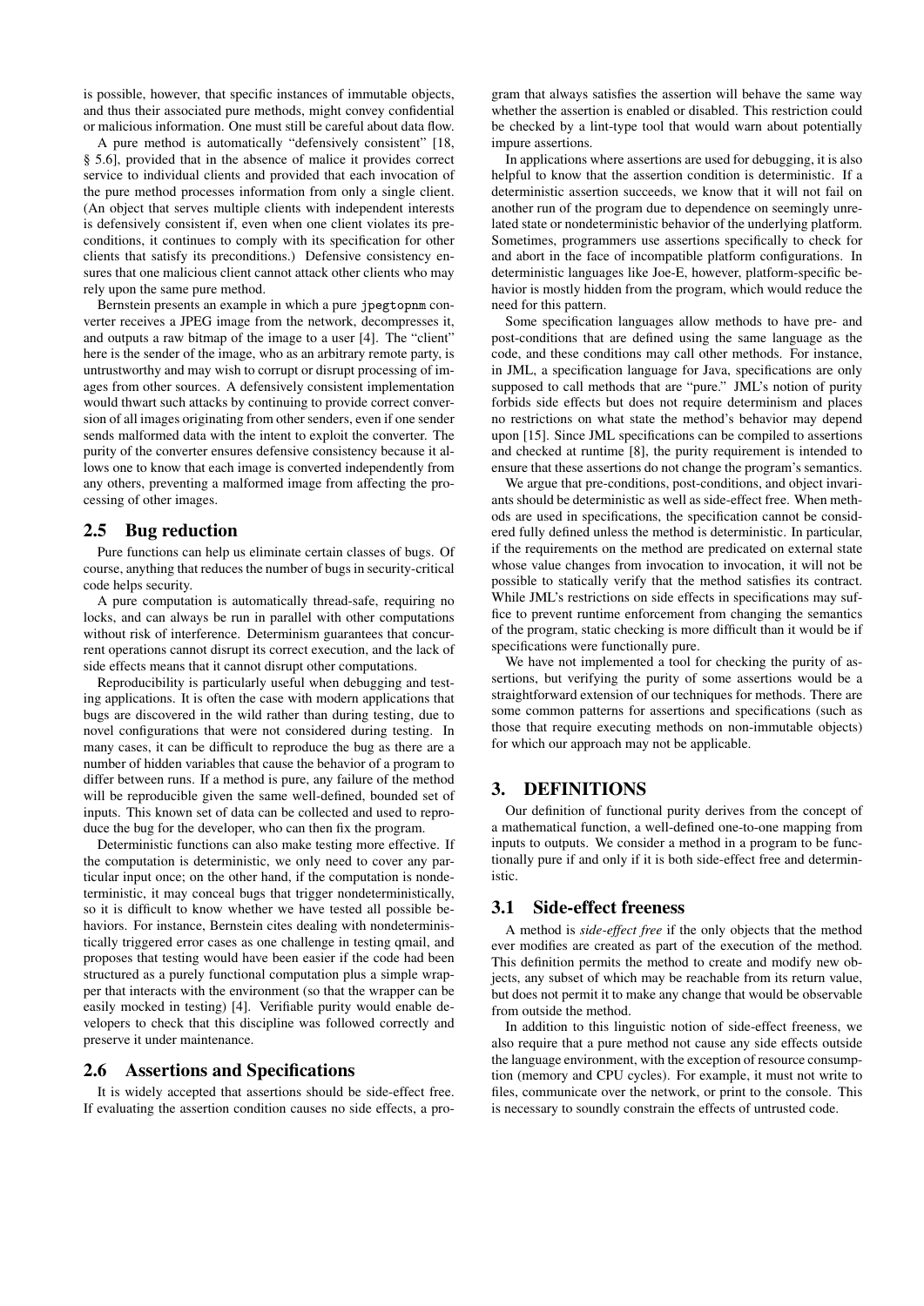is possible, however, that specific instances of immutable objects, and thus their associated pure methods, might convey confidential or malicious information. One must still be careful about data flow.

A pure method is automatically "defensively consistent" [18, § 5.6], provided that in the absence of malice it provides correct service to individual clients and provided that each invocation of the pure method processes information from only a single client. (An object that serves multiple clients with independent interests is defensively consistent if, even when one client violates its preconditions, it continues to comply with its specification for other clients that satisfy its preconditions.) Defensive consistency ensures that one malicious client cannot attack other clients who may rely upon the same pure method.

Bernstein presents an example in which a pure `jpegtopnm` converter receives a JPEG image from the network, decompresses it, and outputs a raw bitmap of the image to a user [4]. The "client" here is the sender of the image, who as an arbitrary remote party, is untrustworthy and may wish to corrupt or disrupt processing of images from other sources. A defensively consistent implementation would thwart such attacks by continuing to provide correct conversion of all images originating from other senders, even if one sender sends malformed data with the intent to exploit the converter. The purity of the converter ensures defensive consistency because it allows one to know that each image is converted independently from any others, preventing a malformed image from affecting the processing of other images.

## 2.5 Bug reduction

Pure functions can help us eliminate certain classes of bugs. Of course, anything that reduces the number of bugs in security-critical code helps security.

A pure computation is automatically thread-safe, requiring no locks, and can always be run in parallel with other computations without risk of interference. Determinism guarantees that concurrent operations cannot disrupt its correct execution, and the lack of side effects means that it cannot disrupt other computations.

Reproducibility is particularly useful when debugging and testing applications. It is often the case with modern applications that bugs are discovered in the wild rather than during testing, due to novel configurations that were not considered during testing. In many cases, it can be difficult to reproduce the bug as there are a number of hidden variables that cause the behavior of a program to differ between runs. If a method is pure, any failure of the method will be reproducible given the same well-defined, bounded set of inputs. This known set of data can be collected and used to reproduce the bug for the developer, who can then fix the program.

Deterministic functions can also make testing more effective. If the computation is deterministic, we only need to cover any particular input once; on the other hand, if the computation is nondeterministic, it may conceal bugs that trigger nondeterministically, so it is difficult to know whether we have tested all possible behaviors. For instance, Bernstein cites dealing with nondeterministically triggered error cases as one challenge in testing qmail, and proposes that testing would have been easier if the code had been structured as a purely functional computation plus a simple wrapper that interacts with the environment (so that the wrapper can be easily mocked in testing) [4]. Verifiable purity would enable developers to check that this discipline was followed correctly and preserve it under maintenance.

## 2.6 Assertions and Specifications

It is widely accepted that assertions should be side-effect free. If evaluating the assertion condition causes no side effects, a program that always satisfies the assertion will behave the same way whether the assertion is enabled or disabled. This restriction could be checked by a lint-type tool that would warn about potentially impure assertions.

In applications where assertions are used for debugging, it is also helpful to know that the assertion condition is deterministic. If a deterministic assertion succeeds, we know that it will not fail on another run of the program due to dependence on seemingly unrelated state or nondeterministic behavior of the underlying platform. Sometimes, programmers use assertions specifically to check for and abort in the face of incompatible platform configurations. In deterministic languages like Joe-E, however, platform-specific behavior is mostly hidden from the program, which would reduce the need for this pattern.

Some specification languages allow methods to have pre- and post-conditions that are defined using the same language as the code, and these conditions may call other methods. For instance, in JML, a specification language for Java, specifications are only supposed to call methods that are "pure." JML's notion of purity forbids side effects but does not require determinism and places no restrictions on what state the method's behavior may depend upon [15]. Since JML specifications can be compiled to assertions and checked at runtime [8], the purity requirement is intended to ensure that these assertions do not change the program's semantics.

We argue that pre-conditions, post-conditions, and object invariants should be deterministic as well as side-effect free. When methods are used in specifications, the specification cannot be considered fully defined unless the method is deterministic. In particular, if the requirements on the method are predicated on external state whose value changes from invocation to invocation, it will not be possible to statically verify that the method satisfies its contract. While JML's restrictions on side effects in specifications may suffice to prevent runtime enforcement from changing the semantics of the program, static checking is more difficult than it would be if specifications were functionally pure.

We have not implemented a tool for checking the purity of assertions, but verifying the purity of some assertions would be a straightforward extension of our techniques for methods. There are some common patterns for assertions and specifications (such as those that require executing methods on non-immutable objects) for which our approach may not be applicable.

# 3. DEFINITIONS

Our definition of functional purity derives from the concept of a mathematical function, a well-defined one-to-one mapping from inputs to outputs. We consider a method in a program to be functionally pure if and only if it is both side-effect free and deterministic.

## 3.1 Side-effect freeness

A method is *side-effect free* if the only objects that the method ever modifies are created as part of the execution of the method. This definition permits the method to create and modify new objects, any subset of which may be reachable from its return value, but does not permit it to make any change that would be observable from outside the method.

In addition to this linguistic notion of side-effect freeness, we also require that a pure method not cause any side effects outside the language environment, with the exception of resource consumption (memory and CPU cycles). For example, it must not write to files, communicate over the network, or print to the console. This is necessary to soundly constrain the effects of untrusted code.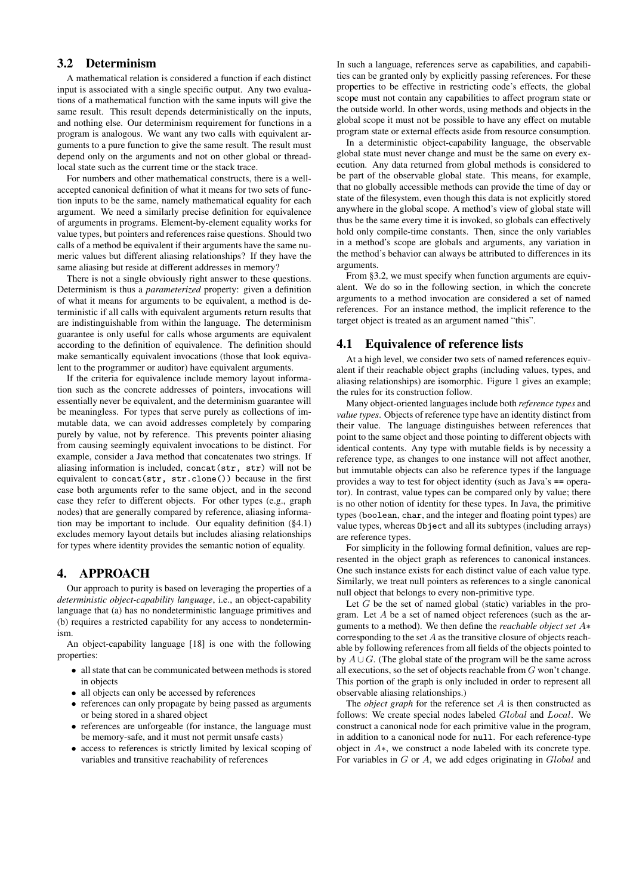## 3.2 Determinism

A mathematical relation is considered a function if each distinct input is associated with a single specific output. Any two evaluations of a mathematical function with the same inputs will give the same result. This result depends deterministically on the inputs, and nothing else. Our determinism requirement for functions in a program is analogous. We want any two calls with equivalent arguments to a pure function to give the same result. The result must depend only on the arguments and not on other global or thread-local state such as the current time or the stack trace.

For numbers and other mathematical constructs, there is a well-accepted canonical definition of what it means for two sets of function inputs to be the same, namely mathematical equality for each argument. We need a similarly precise definition for equivalence of arguments in programs. Element-by-element equality works for value types, but pointers and references raise questions. Should two calls of a method be equivalent if their arguments have the same numeric values but different aliasing relationships? If they have the same aliasing but reside at different addresses in memory?

There is not a single obviously right answer to these questions. Determinism is thus a *parameterized* property: given a definition of what it means for arguments to be equivalent, a method is deterministic if all calls with equivalent arguments return results that are indistinguishable from within the language. The determinism guarantee is only useful for calls whose arguments are equivalent according to the definition of equivalence. The definition should make semantically equivalent invocations (those that look equivalent to the programmer or auditor) have equivalent arguments.

If the criteria for equivalence include memory layout information such as the concrete addresses of pointers, invocations will essentially never be equivalent, and the determinism guarantee will be meaningless. For types that serve purely as collections of immutable data, we can avoid addresses completely by comparing purely by value, not by reference. This prevents pointer aliasing from causing seemingly equivalent invocations to be distinct. For example, consider a Java method that concatenates two strings. If aliasing information is included, `concat(str, str)` will not be equivalent to `concat(str, str.clone())` because in the first case both arguments refer to the same object, and in the second case they refer to different objects. For other types (e.g., graph nodes) that are generally compared by reference, aliasing information may be important to include. Our equality definition (§4.1) excludes memory layout details but includes aliasing relationships for types where identity provides the semantic notion of equality.

# 4. APPROACH

Our approach to purity is based on leveraging the properties of a *deterministic object-capability language*, i.e., an object-capability language that (a) has no nondeterministic language primitives and (b) requires a restricted capability for any access to nondeterminism.

An object-capability language [18] is one with the following properties:

- all state that can be communicated between methods is stored in objects
- all objects can only be accessed by references
- references can only propagate by being passed as arguments or being stored in a shared object
- references are unforgeable (for instance, the language must be memory-safe, and it must not permit unsafe casts)
- access to references is strictly limited by lexical scoping of variables and transitive reachability of references

In such a language, references serve as capabilities, and capabilities can be granted only by explicitly passing references. For these properties to be effective in restricting code's effects, the global scope must not contain any capabilities to affect program state or the outside world. In other words, using methods and objects in the global scope it must not be possible to have any effect on mutable program state or external effects aside from resource consumption.

In a deterministic object-capability language, the observable global state must never change and must be the same on every execution. Any data returned from global methods is considered to be part of the observable global state. This means, for example, that no globally accessible methods can provide the time of day or state of the filesystem, even though this data is not explicitly stored anywhere in the global scope. A method's view of global state will thus be the same every time it is invoked, so globals can effectively hold only compile-time constants. Then, since the only variables in a method's scope are globals and arguments, any variation in the method's behavior can always be attributed to differences in its arguments.

From §3.2, we must specify when function arguments are equivalent. We do so in the following section, in which the concrete arguments to a method invocation are considered a set of named references. For an instance method, the implicit reference to the target object is treated as an argument named "this".

## 4.1 Equivalence of reference lists

At a high level, we consider two sets of named references equivalent if their reachable object graphs (including values, types, and aliasing relationships) are isomorphic. Figure 1 gives an example; the rules for its construction follow.

Many object-oriented languages include both *reference types* and *value types*. Objects of reference type have an identity distinct from their value. The language distinguishes between references that point to the same object and those pointing to different objects with identical contents. Any type with mutable fields is by necessity a reference type, as changes to one instance will not affect another, but immutable objects can also be reference types if the language provides a way to test for object identity (such as Java's `==` operator). In contrast, value types can be compared only by value; there is no other notion of identity for these types. In Java, the primitive types (`boolean`, `char`, and the integer and floating point types) are value types, whereas `Object` and all its subtypes (including arrays) are reference types.

For simplicity in the following formal definition, values are represented in the object graph as references to canonical instances. One such instance exists for each distinct value of each value type. Similarly, we treat null pointers as references to a single canonical null object that belongs to every non-primitive type.

Let $G$ be the set of named global (static) variables in the program. Let $A$ be a set of named object references (such as the arguments to a method). We then define the *reachable object set* $A*$ corresponding to the set $A$ as the transitive closure of objects reachable by following references from all fields of the objects pointed to by $A \cup G$. (The global state of the program will be the same across all executions, so the set of objects reachable from $G$ won't change. This portion of the graph is only included in order to represent all observable aliasing relationships.)

The *object graph* for the reference set $A$ is then constructed as follows: We create special nodes labeled $Global$ and $Local$. We construct a canonical node for each primitive value in the program, in addition to a canonical node for `null`. For each reference-type object in $A*$, we construct a node labeled with its concrete type. For variables in $G$ or $A$, we add edges originating in $Global$ and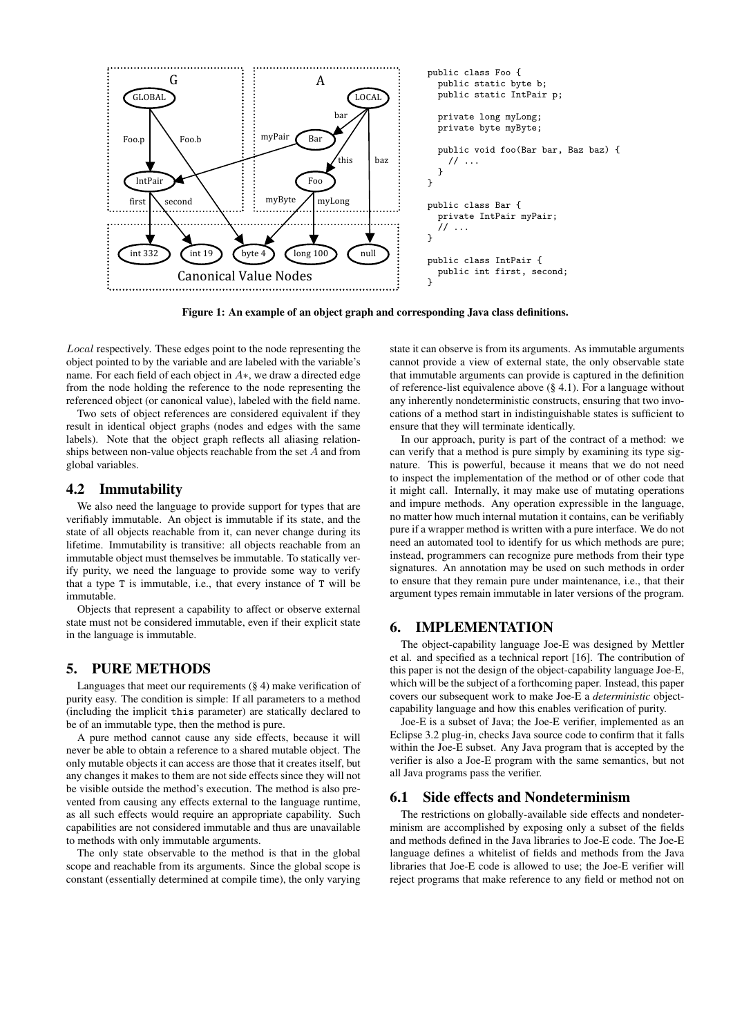```
public class Foo {
  public static byte b;
  public static IntPair p;

  private long myLong;
  private byte myByte;

  public void foo(Bar bar, Baz baz) {
    // ...
  }
}

public class Bar {
  private IntPair myPair;
  // ...
}

public class IntPair {
  public int first, second;
}
```

**Figure 1: An example of an object graph and corresponding Java class definitions.**

*Local* respectively. These edges point to the node representing the object pointed to by the variable and are labeled with the variable's name. For each field of each object in $A*$, we draw a directed edge from the node holding the reference to the node representing the referenced object (or canonical value), labeled with the field name.

Two sets of object references are considered equivalent if they result in identical object graphs (nodes and edges with the same labels). Note that the object graph reflects all aliasing relationships between non-value objects reachable from the set $A$ and from global variables.

## 4.2 Immutability

We also need the language to provide support for types that are verifiably immutable. An object is immutable if its state, and the state of all objects reachable from it, can never change during its lifetime. Immutability is transitive: all objects reachable from an immutable object must themselves be immutable. To statically verify purity, we need the language to provide some way to verify that a type T is immutable, i.e., that every instance of T will be immutable.

Objects that represent a capability to affect or observe external state must not be considered immutable, even if their explicit state in the language is immutable.

# 5. PURE METHODS

Languages that meet our requirements (§ 4) make verification of purity easy. The condition is simple: If all parameters to a method (including the implicit `this` parameter) are statically declared to be of an immutable type, then the method is pure.

A pure method cannot cause any side effects, because it will never be able to obtain a reference to a shared mutable object. The only mutable objects it can access are those that it creates itself, but any changes it makes to them are not side effects since they will not be visible outside the method's execution. The method is also prevented from causing any effects external to the language runtime, as all such effects would require an appropriate capability. Such capabilities are not considered immutable and thus are unavailable to methods with only immutable arguments.

The only state observable to the method is that in the global scope and reachable from its arguments. Since the global scope is constant (essentially determined at compile time), the only varying state it can observe is from its arguments. As immutable arguments cannot provide a view of external state, the only observable state that immutable arguments can provide is captured in the definition of reference-list equivalence above (§ 4.1). For a language without any inherently nondeterministic constructs, ensuring that two invocations of a method start in indistinguishable states is sufficient to ensure that they will terminate identically.

In our approach, purity is part of the contract of a method: we can verify that a method is pure simply by examining its type signature. This is powerful, because it means that we do not need to inspect the implementation of the method or of other code that it might call. Internally, it may make use of mutating operations and impure methods. Any operation expressible in the language, no matter how much internal mutation it contains, can be verifiably pure if a wrapper method is written with a pure interface. We do not need an automated tool to identify for us which methods are pure; instead, programmers can recognize pure methods from their type signatures. An annotation may be used on such methods in order to ensure that they remain pure under maintenance, i.e., that their argument types remain immutable in later versions of the program.

# 6. IMPLEMENTATION

The object-capability language Joe-E was designed by Mettler et al. and specified as a technical report [16]. The contribution of this paper is not the design of the object-capability language Joe-E, which will be the subject of a forthcoming paper. Instead, this paper covers our subsequent work to make Joe-E a *deterministic* object-capability language and how this enables verification of purity.

Joe-E is a subset of Java; the Joe-E verifier, implemented as an Eclipse 3.2 plug-in, checks Java source code to confirm that it falls within the Joe-E subset. Any Java program that is accepted by the verifier is also a Joe-E program with the same semantics, but not all Java programs pass the verifier.

## 6.1 Side effects and Nondeterminism

The restrictions on globally-available side effects and nondeterminism are accomplished by exposing only a subset of the fields and methods defined in the Java libraries to Joe-E code. The Joe-E language defines a whitelist of fields and methods from the Java libraries that Joe-E code is allowed to use; the Joe-E verifier will reject programs that make reference to any field or method not on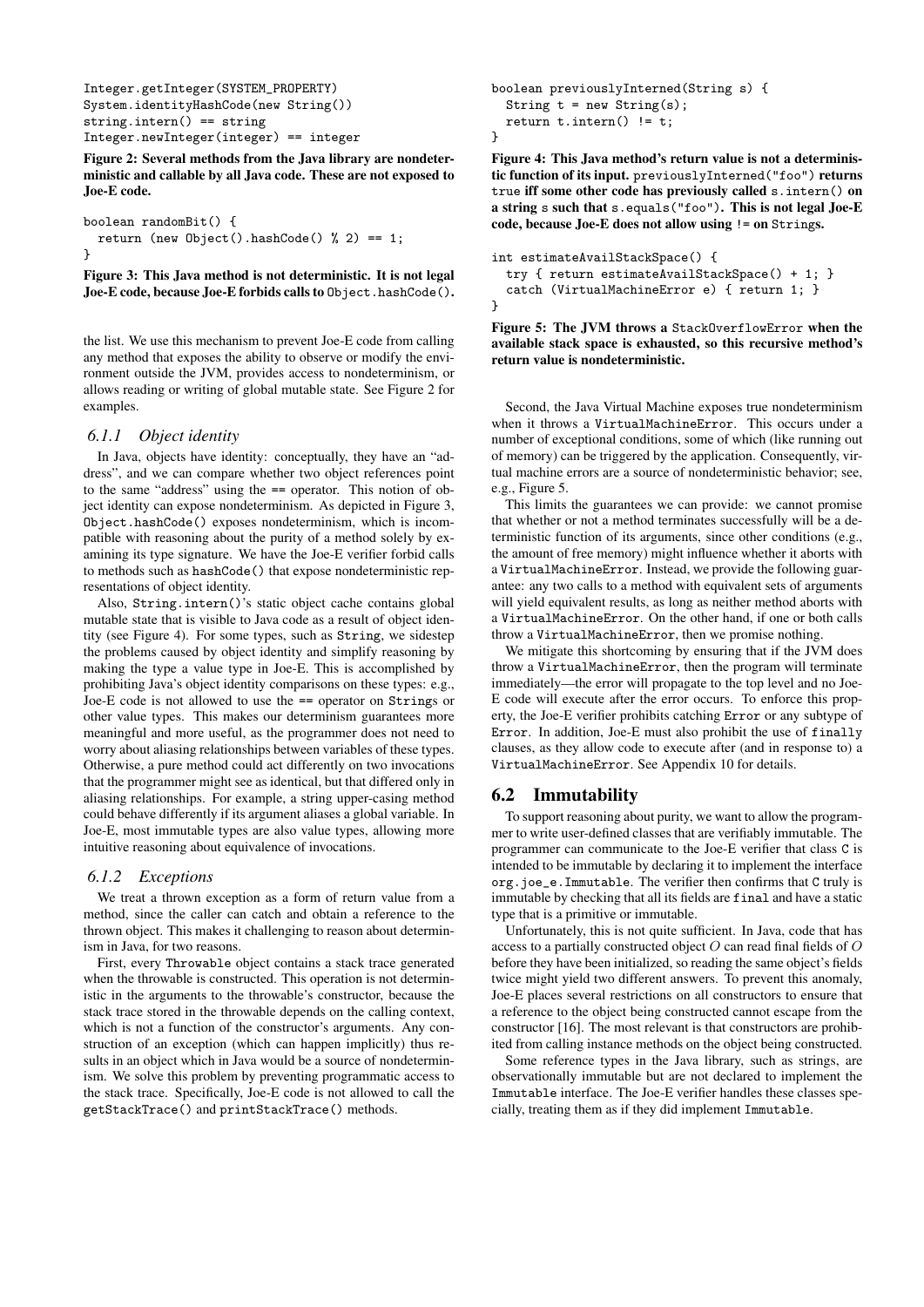```
Integer.getInteger(SYSTEM_PROPERTY)
System.identityHashCode(new String())
string.intern() == string
Integer.newInteger(integer) == integer
```

**Figure 2: Several methods from the Java library are nondeterministic and callable by all Java code. These are not exposed to Joe-E code.**

```
boolean randomBit() {
  return (new Object().hashCode() % 2) == 1;
}
```

**Figure 3: This Java method is not deterministic. It is not legal Joe-E code, because Joe-E forbids calls to `Object.hashCode()`.**

the list. We use this mechanism to prevent Joe-E code from calling any method that exposes the ability to observe or modify the environment outside the JVM, provides access to nondeterminism, or allows reading or writing of global mutable state. See Figure 2 for examples.

### 6.1.1 Object identity

In Java, objects have identity: conceptually, they have an "address", and we can compare whether two object references point to the same "address" using the `==` operator. This notion of object identity can expose nondeterminism. As depicted in Figure 3, `Object.hashCode()` exposes nondeterminism, which is incompatible with reasoning about the purity of a method solely by examining its type signature. We have the Joe-E verifier forbid calls to methods such as `hashCode()` that expose nondeterministic representations of object identity.

Also, `String.intern()`'s static object cache contains global mutable state that is visible to Java code as a result of object identity (see Figure 4). For some types, such as `String`, we sidestep the problems caused by object identity and simplify reasoning by making the type a value type in Joe-E. This is accomplished by prohibiting Java's object identity comparisons on these types: e.g., Joe-E code is not allowed to use the `==` operator on `String`s or other value types. This makes our determinism guarantees more meaningful and more useful, as the programmer does not need to worry about aliasing relationships between variables of these types. Otherwise, a pure method could act differently on two invocations that the programmer might see as identical, but that differed only in aliasing relationships. For example, a string upper-casing method could behave differently if its argument aliases a global variable. In Joe-E, most immutable types are also value types, allowing more intuitive reasoning about equivalence of invocations.

### 6.1.2 Exceptions

We treat a thrown exception as a form of return value from a method, since the caller can catch and obtain a reference to the thrown object. This makes it challenging to reason about determinism in Java, for two reasons.

First, every `Throwable` object contains a stack trace generated when the throwable is constructed. This operation is not deterministic in the arguments to the throwable's constructor, because the stack trace stored in the throwable depends on the calling context, which is not a function of the constructor's arguments. Any construction of an exception (which can happen implicitly) thus results in an object which in Java would be a source of nondeterminism. We solve this problem by preventing programmatic access to the stack trace. Specifically, Joe-E code is not allowed to call the `getStackTrace()` and `printStackTrace()` methods.

```
boolean previouslyInterned(String s) {
  String t = new String(s);
  return t.intern() != t;
}
```

**Figure 4: This Java method's return value is not a deterministic function of its input. `previouslyInterned("foo")` returns `true` iff some other code has previously called `s.intern()` on a string `s` such that `s.equals("foo")`. This is not legal Joe-E code, because Joe-E does not allow using `!=` on `String`s.**

```
int estimateAvailStackSpace() {
  try { return estimateAvailStackSpace() + 1; }
  catch (VirtualMachineError e) { return 1; }
}
```

**Figure 5: The JVM throws a `StackOverflowError` when the available stack space is exhausted, so this recursive method's return value is nondeterministic.**

Second, the Java Virtual Machine exposes true nondeterminism when it throws a `VirtualMachineError`. This occurs under a number of exceptional conditions, some of which (like running out of memory) can be triggered by the application. Consequently, virtual machine errors are a source of nondeterministic behavior; see, e.g., Figure 5.

This limits the guarantees we can provide: we cannot promise that whether or not a method terminates successfully will be a deterministic function of its arguments, since other conditions (e.g., the amount of free memory) might influence whether it aborts with a `VirtualMachineError`. Instead, we provide the following guarantee: any two calls to a method with equivalent sets of arguments will yield equivalent results, as long as neither method aborts with a `VirtualMachineError`. On the other hand, if one or both calls throw a `VirtualMachineError`, then we promise nothing.

We mitigate this shortcoming by ensuring that if the JVM does throw a `VirtualMachineError`, then the program will terminate immediately—the error will propagate to the top level and no Joe-E code will execute after the error occurs. To enforce this property, the Joe-E verifier prohibits catching `Error` or any subtype of `Error`. In addition, Joe-E must also prohibit the use of `finally` clauses, as they allow code to execute after (and in response to) a `VirtualMachineError`. See Appendix 10 for details.

## 6.2 Immutability

To support reasoning about purity, we want to allow the programmer to write user-defined classes that are verifiably immutable. The programmer can communicate to the Joe-E verifier that class `C` is intended to be immutable by declaring it to implement the interface `org.joe_e.Immutable`. The verifier then confirms that `C` truly is immutable by checking that all its fields are `final` and have a static type that is a primitive or immutable.

Unfortunately, this is not quite sufficient. In Java, code that has access to a partially constructed object $O$ can read final fields of $O$ before they have been initialized, so reading the same object's fields twice might yield two different answers. To prevent this anomaly, Joe-E places several restrictions on all constructors to ensure that a reference to the object being constructed cannot escape from the constructor [16]. The most relevant is that constructors are prohibited from calling instance methods on the object being constructed.

Some reference types in the Java library, such as strings, are observationally immutable but are not declared to implement the `Immutable` interface. The Joe-E verifier handles these classes specially, treating them as if they did implement `Immutable`.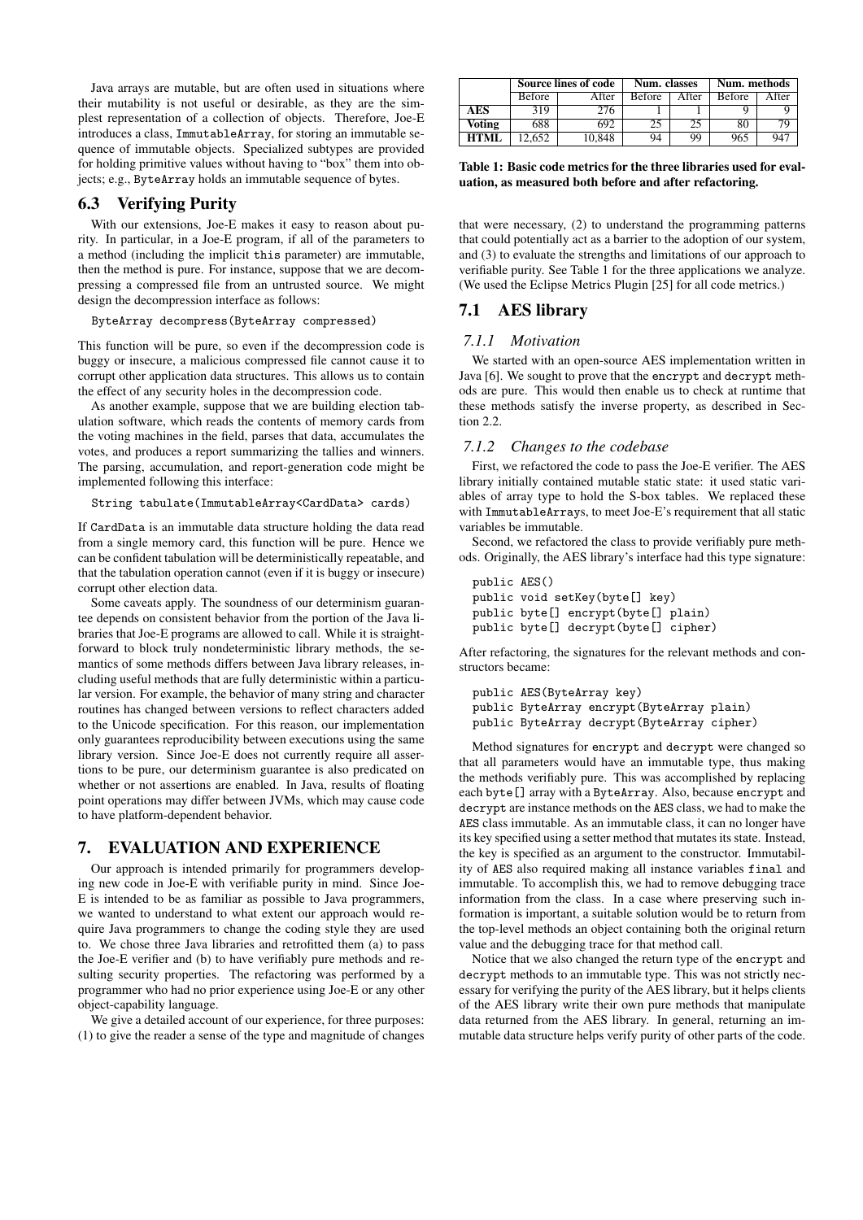Java arrays are mutable, but are often used in situations where their mutability is not useful or desirable, as they are the simplest representation of a collection of objects. Therefore, Joe-E introduces a class, ImmutableArray, for storing an immutable sequence of immutable objects. Specialized subtypes are provided for holding primitive values without having to "box" them into objects; e.g., ByteArray holds an immutable sequence of bytes.

## 6.3 Verifying Purity

With our extensions, Joe-E makes it easy to reason about purity. In particular, in a Joe-E program, if all of the parameters to a method (including the implicit this parameter) are immutable, then the method is pure. For instance, suppose that we are decompressing a compressed file from an untrusted source. We might design the decompression interface as follows:

```
ByteArray decompress(ByteArray compressed)
```

This function will be pure, so even if the decompression code is buggy or insecure, a malicious compressed file cannot cause it to corrupt other application data structures. This allows us to contain the effect of any security holes in the decompression code.

As another example, suppose that we are building election tabulation software, which reads the contents of memory cards from the voting machines in the field, parses that data, accumulates the votes, and produces a report summarizing the tallies and winners. The parsing, accumulation, and report-generation code might be implemented following this interface:

```
String tabulate(ImmutableArray<CardData> cards)
```

If CardData is an immutable data structure holding the data read from a single memory card, this function will be pure. Hence we can be confident tabulation will be deterministically repeatable, and that the tabulation operation cannot (even if it is buggy or insecure) corrupt other election data.

Some caveats apply. The soundness of our determinism guarantee depends on consistent behavior from the portion of the Java libraries that Joe-E programs are allowed to call. While it is straightforward to block truly nondeterministic library methods, the semantics of some methods differs between Java library releases, including useful methods that are fully deterministic within a particular version. For example, the behavior of many string and character routines has changed between versions to reflect characters added to the Unicode specification. For this reason, our implementation only guarantees reproducibility between executions using the same library version. Since Joe-E does not currently require all assertions to be pure, our determinism guarantee is also predicated on whether or not assertions are enabled. In Java, results of floating point operations may differ between JVMs, which may cause code to have platform-dependent behavior.

# 7. EVALUATION AND EXPERIENCE

Our approach is intended primarily for programmers developing new code in Joe-E with verifiable purity in mind. Since Joe-E is intended to be as familiar as possible to Java programmers, we wanted to understand to what extent our approach would require Java programmers to change the coding style they are used to. We chose three Java libraries and retrofitted them (a) to pass the Joe-E verifier and (b) to have verifiably pure methods and resulting security properties. The refactoring was performed by a programmer who had no prior experience using Joe-E or any other object-capability language.

We give a detailed account of our experience, for three purposes: (1) to give the reader a sense of the type and magnitude of changes that were necessary, (2) to understand the programming patterns that could potentially act as a barrier to the adoption of our system, and (3) to evaluate the strengths and limitations of our approach to verifiable purity. See Table 1 for the three applications we analyze. (We used the Eclipse Metrics Plugin [25] for all code metrics.)

| | Source lines of code | | Num. classes | | Num. methods | |
|---|---|---|---|---|---|---|
| | Before | After | Before | After | Before | After |
| **AES** | 319 | 276 | 1 | 1 | 9 | 9 |
| **Voting** | 688 | 692 | 25 | 25 | 80 | 79 |
| **HTML** | 12,652 | 10,848 | 94 | 99 | 965 | 947 |

**Table 1: Basic code metrics for the three libraries used for evaluation, as measured both before and after refactoring.**

## 7.1 AES library

### 7.1.1 Motivation

We started with an open-source AES implementation written in Java [6]. We sought to prove that the encrypt and decrypt methods are pure. This would then enable us to check at runtime that these methods satisfy the inverse property, as described in Section 2.2.

### 7.1.2 Changes to the codebase

First, we refactored the code to pass the Joe-E verifier. The AES library initially contained mutable static state: it used static variables of array type to hold the S-box tables. We replaced these with ImmutableArrays, to meet Joe-E's requirement that all static variables be immutable.

Second, we refactored the class to provide verifiably pure methods. Originally, the AES library's interface had this type signature:

```
public AES()
public void setKey(byte[] key)
public byte[] encrypt(byte[] plain)
public byte[] decrypt(byte[] cipher)
```

After refactoring, the signatures for the relevant methods and constructors became:

```
public AES(ByteArray key)
public ByteArray encrypt(ByteArray plain)
public ByteArray decrypt(ByteArray cipher)
```

Method signatures for encrypt and decrypt were changed so that all parameters would have an immutable type, thus making the methods verifiably pure. This was accomplished by replacing each byte[] array with a ByteArray. Also, because encrypt and decrypt are instance methods on the AES class, we had to make the AES class immutable. As an immutable class, it can no longer have its key specified using a setter method that mutates its state. Instead, the key is specified as an argument to the constructor. Immutability of AES also required making all instance variables final and immutable. To accomplish this, we had to remove debugging trace information from the class. In a case where preserving such information is important, a suitable solution would be to return from the top-level methods an object containing both the original return value and the debugging trace for that method call.

Notice that we also changed the return type of the encrypt and decrypt methods to an immutable type. This was not strictly necessary for verifying the purity of the AES library, but it helps clients of the AES library write their own pure methods that manipulate data returned from the AES library. In general, returning an immutable data structure helps verify purity of other parts of the code.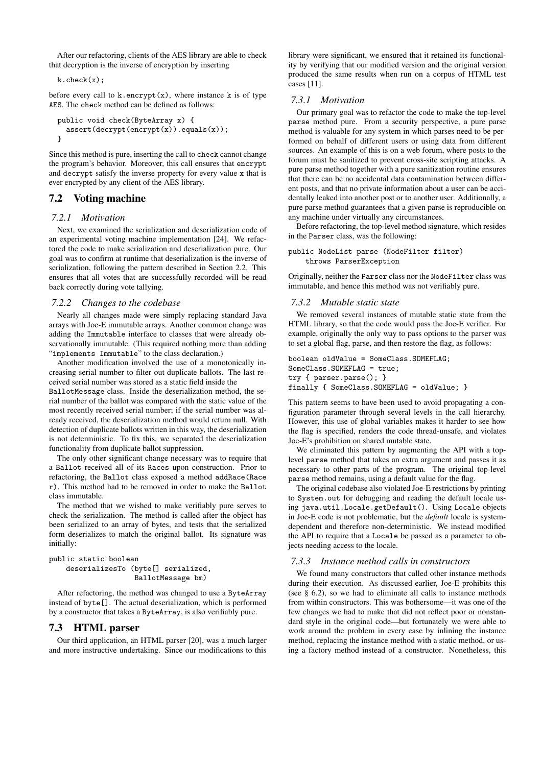After our refactoring, clients of the AES library are able to check that decryption is the inverse of encryption by inserting

```
k.check(x);
```

before every call to `k.encrypt(x)`, where instance `k` is of type `AES`. The `check` method can be defined as follows:

```
public void check(ByteArray x) {
  assert(decrypt(encrypt(x)).equals(x));
}
```

Since this method is pure, inserting the call to `check` cannot change the program's behavior. Moreover, this call ensures that `encrypt` and `decrypt` satisfy the inverse property for every value `x` that is ever encrypted by any client of the AES library.

## 7.2 Voting machine

### 7.2.1 Motivation

Next, we examined the serialization and deserialization code of an experimental voting machine implementation [24]. We refactored the code to make serialization and deserialization pure. Our goal was to confirm at runtime that deserialization is the inverse of serialization, following the pattern described in Section 2.2. This ensures that all votes that are successfully recorded will be read back correctly during vote tallying.

### 7.2.2 Changes to the codebase

Nearly all changes made were simply replacing standard Java arrays with Joe-E immutable arrays. Another common change was adding the `Immutable` interface to classes that were already observationally immutable. (This required nothing more than adding "`implements Immutable`" to the class declaration.)

Another modification involved the use of a monotonically increasing serial number to filter out duplicate ballots. The last received serial number was stored as a static field inside the `BallotMessage` class. Inside the deserialization method, the serial number of the ballot was compared with the static value of the most recently received serial number; if the serial number was already received, the deserialization method would return null. With detection of duplicate ballots written in this way, the deserialization is not deterministic. To fix this, we separated the deserialization functionality from duplicate ballot suppression.

The only other significant change necessary was to require that a `Ballot` received all of its `Races` upon construction. Prior to refactoring, the `Ballot` class exposed a method `addRace(Race r)`. This method had to be removed in order to make the `Ballot` class immutable.

The method that we wished to make verifiably pure serves to check the serialization. The method is called after the object has been serialized to an array of bytes, and tests that the serialized form deserializes to match the original ballot. Its signature was initially:

```
public static boolean
    deserializesTo (byte[] serialized,
                    BallotMessage bm)
```

After refactoring, the method was changed to use a `ByteArray` instead of `byte[]`. The actual deserialization, which is performed by a constructor that takes a `ByteArray`, is also verifiably pure.

## 7.3 HTML parser

Our third application, an HTML parser [20], was a much larger and more instructive undertaking. Since our modifications to this library were significant, we ensured that it retained its functionality by verifying that our modified version and the original version produced the same results when run on a corpus of HTML test cases [11].

### 7.3.1 Motivation

Our primary goal was to refactor the code to make the top-level `parse` method pure. From a security perspective, a pure parse method is valuable for any system in which parses need to be performed on behalf of different users or using data from different sources. An example of this is on a web forum, where posts to the forum must be sanitized to prevent cross-site scripting attacks. A pure parse method together with a pure sanitization routine ensures that there can be no accidental data contamination between different posts, and that no private information about a user can be accidentally leaked into another post or to another user. Additionally, a pure parse method guarantees that a given parse is reproducible on any machine under virtually any circumstances.

Before refactoring, the top-level method signature, which resides in the `Parser` class, was the following:

```
public NodeList parse (NodeFilter filter)
    throws ParserException
```

Originally, neither the `Parser` class nor the `NodeFilter` class was immutable, and hence this method was not verifiably pure.

### 7.3.2 Mutable static state

We removed several instances of mutable static state from the HTML library, so that the code would pass the Joe-E verifier. For example, originally the only way to pass options to the parser was to set a global flag, parse, and then restore the flag, as follows:

```
boolean oldValue = SomeClass.SOMEFLAG;
SomeClass.SOMEFLAG = true;
try { parser.parse(); }
finally { SomeClass.SOMEFLAG = oldValue; }
```

This pattern seems to have been used to avoid propagating a configuration parameter through several levels in the call hierarchy. However, this use of global variables makes it harder to see how the flag is specified, renders the code thread-unsafe, and violates Joe-E's prohibition on shared mutable state.

We eliminated this pattern by augmenting the API with a top-level `parse` method that takes an extra argument and passes it as necessary to other parts of the program. The original top-level `parse` method remains, using a default value for the flag.

The original codebase also violated Joe-E restrictions by printing to `System.out` for debugging and reading the default locale using `java.util.Locale.getDefault()`. Using `Locale` objects in Joe-E code is not problematic, but the *default* locale is system-dependent and therefore non-deterministic. We instead modified the API to require that a `Locale` be passed as a parameter to objects needing access to the locale.

### 7.3.3 Instance method calls in constructors

We found many constructors that called other instance methods during their execution. As discussed earlier, Joe-E prohibits this (see § 6.2), so we had to eliminate all calls to instance methods from within constructors. This was bothersome—it was one of the few changes we had to make that did not reflect poor or nonstandard style in the original code—but fortunately we were able to work around the problem in every case by inlining the instance method, replacing the instance method with a static method, or using a factory method instead of a constructor. Nonetheless, this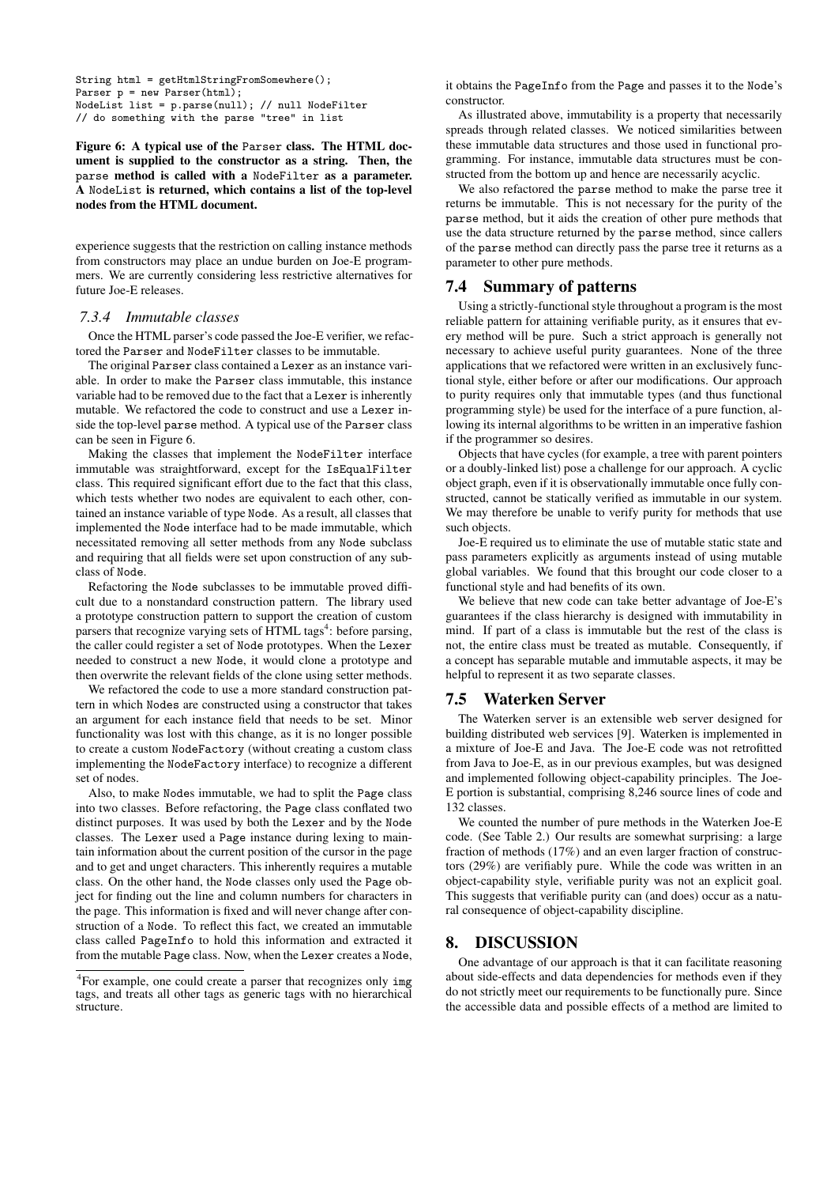```
String html = getHtmlStringFromSomewhere();
Parser p = new Parser(html);
NodeList list = p.parse(null); // null NodeFilter
// do something with the parse "tree" in list
```

**Figure 6: A typical use of the Parser class. The HTML document is supplied to the constructor as a string. Then, the parse method is called with a NodeFilter as a parameter. A NodeList is returned, which contains a list of the top-level nodes from the HTML document.**

experience suggests that the restriction on calling instance methods from constructors may place an undue burden on Joe-E programmers. We are currently considering less restrictive alternatives for future Joe-E releases.

### *7.3.4 Immutable classes*

Once the HTML parser's code passed the Joe-E verifier, we refactored the Parser and NodeFilter classes to be immutable.

The original Parser class contained a Lexer as an instance variable. In order to make the Parser class immutable, this instance variable had to be removed due to the fact that a Lexer is inherently mutable. We refactored the code to construct and use a Lexer inside the top-level parse method. A typical use of the Parser class can be seen in Figure 6.

Making the classes that implement the NodeFilter interface immutable was straightforward, except for the IsEqualFilter class. This required significant effort due to the fact that this class, which tests whether two nodes are equivalent to each other, contained an instance variable of type Node. As a result, all classes that implemented the Node interface had to be made immutable, which necessitated removing all setter methods from any Node subclass and requiring that all fields were set upon construction of any subclass of Node.

Refactoring the Node subclasses to be immutable proved difficult due to a nonstandard construction pattern. The library used a prototype construction pattern to support the creation of custom parsers that recognize varying sets of HTML tags[4]: before parsing, the caller could register a set of Node prototypes. When the Lexer needed to construct a new Node, it would clone a prototype and then overwrite the relevant fields of the clone using setter methods.

We refactored the code to use a more standard construction pattern in which Nodes are constructed using a constructor that takes an argument for each instance field that needs to be set. Minor functionality was lost with this change, as it is no longer possible to create a custom NodeFactory (without creating a custom class implementing the NodeFactory interface) to recognize a different set of nodes.

Also, to make Nodes immutable, we had to split the Page class into two classes. Before refactoring, the Page class conflated two distinct purposes. It was used by both the Lexer and by the Node classes. The Lexer used a Page instance during lexing to maintain information about the current position of the cursor in the page and to get and unget characters. This inherently requires a mutable class. On the other hand, the Node classes only used the Page object for finding out the line and column numbers for characters in the page. This information is fixed and will never change after construction of a Node. To reflect this fact, we created an immutable class called PageInfo to hold this information and extracted it from the mutable Page class. Now, when the Lexer creates a Node, it obtains the PageInfo from the Page and passes it to the Node's constructor.

As illustrated above, immutability is a property that necessarily spreads through related classes. We noticed similarities between these immutable data structures and those used in functional programming. For instance, immutable data structures must be constructed from the bottom up and hence are necessarily acyclic.

We also refactored the parse method to make the parse tree it returns be immutable. This is not necessary for the purity of the parse method, but it aids the creation of other pure methods that use the data structure returned by the parse method, since callers of the parse method can directly pass the parse tree it returns as a parameter to other pure methods.

## 7.4 Summary of patterns

Using a strictly-functional style throughout a program is the most reliable pattern for attaining verifiable purity, as it ensures that every method will be pure. Such a strict approach is generally not necessary to achieve useful purity guarantees. None of the three applications that we refactored were written in an exclusively functional style, either before or after our modifications. Our approach to purity requires only that immutable types (and thus functional programming style) be used for the interface of a pure function, allowing its internal algorithms to be written in an imperative fashion if the programmer so desires.

Objects that have cycles (for example, a tree with parent pointers or a doubly-linked list) pose a challenge for our approach. A cyclic object graph, even if it is observationally immutable once fully constructed, cannot be statically verified as immutable in our system. We may therefore be unable to verify purity for methods that use such objects.

Joe-E required us to eliminate the use of mutable static state and pass parameters explicitly as arguments instead of using mutable global variables. We found that this brought our code closer to a functional style and had benefits of its own.

We believe that new code can take better advantage of Joe-E's guarantees if the class hierarchy is designed with immutability in mind. If part of a class is immutable but the rest of the class is not, the entire class must be treated as mutable. Consequently, if a concept has separable mutable and immutable aspects, it may be helpful to represent it as two separate classes.

## 7.5 Waterken Server

The Waterken server is an extensible web server designed for building distributed web services [9]. Waterken is implemented in a mixture of Joe-E and Java. The Joe-E code was not retrofitted from Java to Joe-E, as in our previous examples, but was designed and implemented following object-capability principles. The Joe-E portion is substantial, comprising 8,246 source lines of code and 132 classes.

We counted the number of pure methods in the Waterken Joe-E code. (See Table 2.) Our results are somewhat surprising: a large fraction of methods (17%) and an even larger fraction of constructors (29%) are verifiably pure. While the code was written in an object-capability style, verifiable purity was not an explicit goal. This suggests that verifiable purity can (and does) occur as a natural consequence of object-capability discipline.

# 8. DISCUSSION

One advantage of our approach is that it can facilitate reasoning about side-effects and data dependencies for methods even if they do not strictly meet our requirements to be functionally pure. Since the accessible data and possible effects of a method are limited to

[4] For example, one could create a parser that recognizes only img tags, and treats all other tags as generic tags with no hierarchical structure.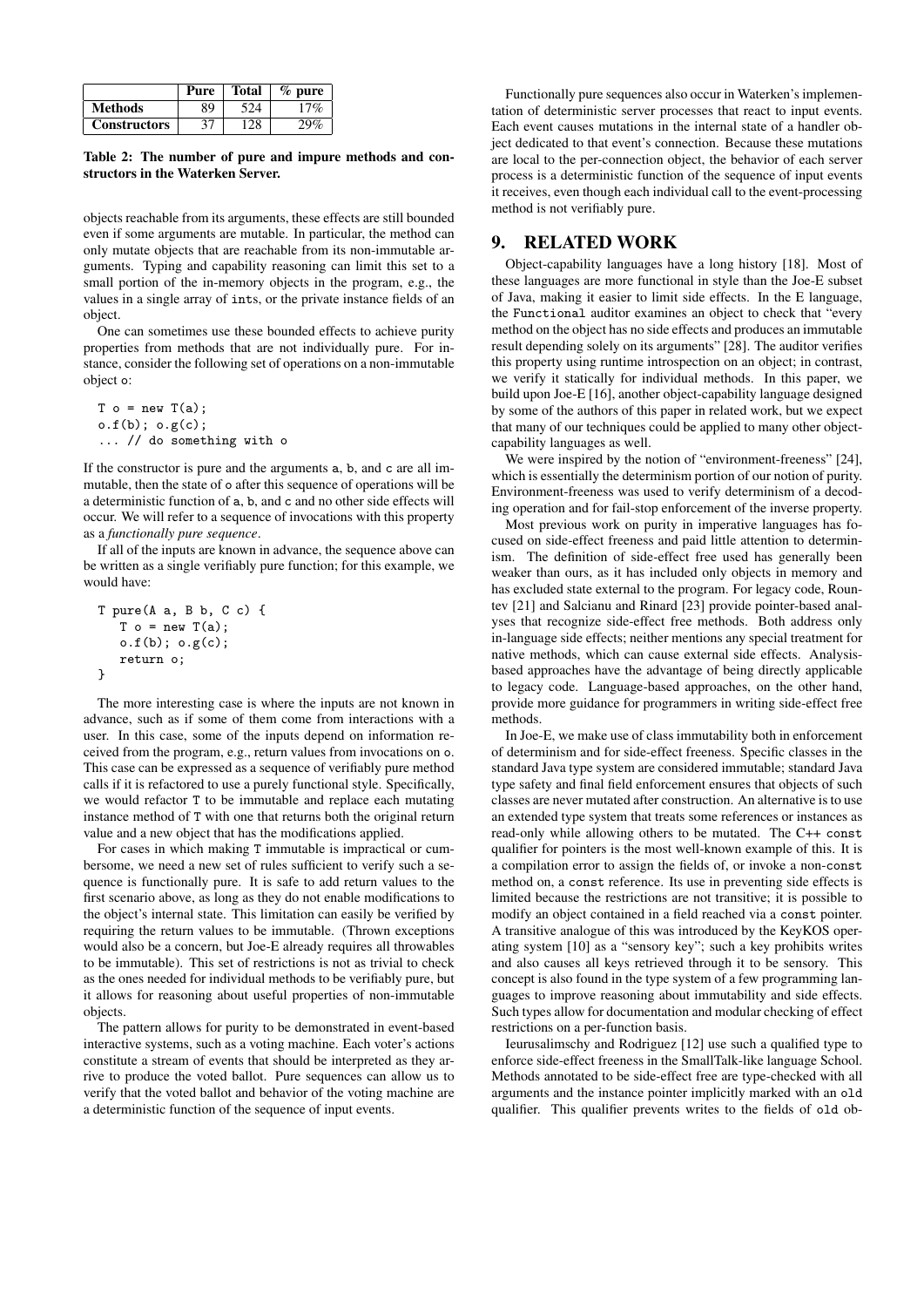| | Pure | Total | % pure |
|---|---|---|---|
| **Methods** | 89 | 524 | 17% |
| **Constructors** | 37 | 128 | 29% |

**Table 2: The number of pure and impure methods and constructors in the Waterken Server.**

objects reachable from its arguments, these effects are still bounded even if some arguments are mutable. In particular, the method can only mutate objects that are reachable from its non-immutable arguments. Typing and capability reasoning can limit this set to a small portion of the in-memory objects in the program, e.g., the values in a single array of `int`s, or the private instance fields of an object.

One can sometimes use these bounded effects to achieve purity properties from methods that are not individually pure. For instance, consider the following set of operations on a non-immutable object `o`:

```
T o = new T(a);
o.f(b); o.g(c);
... // do something with o
```

If the constructor is pure and the arguments `a`, `b`, and `c` are all immutable, then the state of `o` after this sequence of operations will be a deterministic function of `a`, `b`, and `c` and no other side effects will occur. We will refer to a sequence of invocations with this property as a *functionally pure sequence*.

If all of the inputs are known in advance, the sequence above can be written as a single verifiably pure function; for this example, we would have:

```
T pure(A a, B b, C c) {
   T o = new T(a);
   o.f(b); o.g(c);
   return o;
}
```

The more interesting case is where the inputs are not known in advance, such as if some of them come from interactions with a user. In this case, some of the inputs depend on information received from the program, e.g., return values from invocations on `o`. This case can be expressed as a sequence of verifiably pure method calls if it is refactored to use a purely functional style. Specifically, we would refactor `T` to be immutable and replace each mutating instance method of `T` with one that returns both the original return value and a new object that has the modifications applied.

For cases in which making `T` immutable is impractical or cumbersome, we need a new set of rules sufficient to verify such a sequence is functionally pure. It is safe to add return values to the first scenario above, as long as they do not enable modifications to the object's internal state. This limitation can easily be verified by requiring the return values to be immutable. (Thrown exceptions would also be a concern, but Joe-E already requires all throwables to be immutable). This set of restrictions is not as trivial to check as the ones needed for individual methods to be verifiably pure, but it allows for reasoning about useful properties of non-immutable objects.

The pattern allows for purity to be demonstrated in event-based interactive systems, such as a voting machine. Each voter's actions constitute a stream of events that should be interpreted as they arrive to produce the voted ballot. Pure sequences can allow us to verify that the voted ballot and behavior of the voting machine are a deterministic function of the sequence of input events.

Functionally pure sequences also occur in Waterken's implementation of deterministic server processes that react to input events. Each event causes mutations in the internal state of a handler object dedicated to that event's connection. Because these mutations are local to the per-connection object, the behavior of each server process is a deterministic function of the sequence of input events it receives, even though each individual call to the event-processing method is not verifiably pure.

## 9. RELATED WORK

Object-capability languages have a long history [18]. Most of these languages are more functional in style than the Joe-E subset of Java, making it easier to limit side effects. In the E language, the `Functional` auditor examines an object to check that "every method on the object has no side effects and produces an immutable result depending solely on its arguments" [28]. The auditor verifies this property using runtime introspection on an object; in contrast, we verify it statically for individual methods. In this paper, we build upon Joe-E [16], another object-capability language designed by some of the authors of this paper in related work, but we expect that many of our techniques could be applied to many other object-capability languages as well.

We were inspired by the notion of "environment-freeness" [24], which is essentially the determinism portion of our notion of purity. Environment-freeness was used to verify determinism of a decoding operation and for fail-stop enforcement of the inverse property.

Most previous work on purity in imperative languages has focused on side-effect freeness and paid little attention to determinism. The definition of side-effect free used has generally been weaker than ours, as it has included only objects in memory and has excluded state external to the program. For legacy code, Rountev [21] and Salcianu and Rinard [23] provide pointer-based analyses that recognize side-effect free methods. Both address only in-language side effects; neither mentions any special treatment for native methods, which can cause external side effects. Analysis-based approaches have the advantage of being directly applicable to legacy code. Language-based approaches, on the other hand, provide more guidance for programmers in writing side-effect free methods.

In Joe-E, we make use of class immutability both in enforcement of determinism and for side-effect freeness. Specific classes in the standard Java type system are considered immutable; standard Java type safety and final field enforcement ensures that objects of such classes are never mutated after construction. An alternative is to use an extended type system that treats some references or instances as read-only while allowing others to be mutated. The C++ `const` qualifier for pointers is the most well-known example of this. It is a compilation error to assign the fields of, or invoke a non-`const` method on, a `const` reference. Its use in preventing side effects is limited because the restrictions are not transitive; it is possible to modify an object contained in a field reached via a `const` pointer. A transitive analogue of this was introduced by the KeyKOS operating system [10] as a "sensory key"; such a key prohibits writes and also causes all keys retrieved through it to be sensory. This concept is also found in the type system of a few programming languages to improve reasoning about immutability and side effects. Such types allow for documentation and modular checking of effect restrictions on a per-function basis.

Ierusalimschy and Rodriguez [12] use such a qualified type to enforce side-effect freeness in the SmallTalk-like language School. Methods annotated to be side-effect free are type-checked with all arguments and the instance pointer implicitly marked with an `old` qualifier. This qualifier prevents writes to the fields of `old` ob-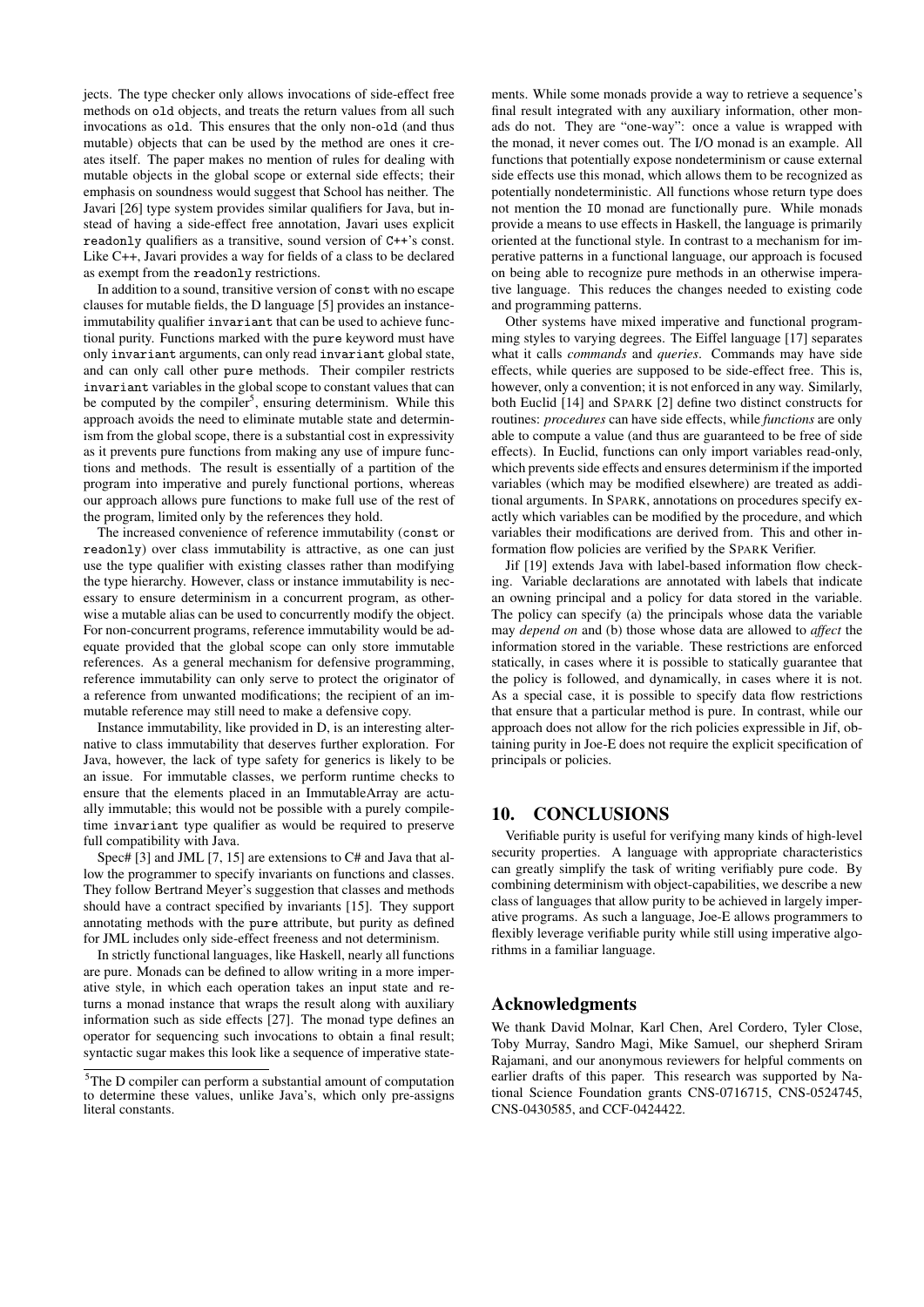jects. The type checker only allows invocations of side-effect free methods on old objects, and treats the return values from all such invocations as old. This ensures that the only non-old (and thus mutable) objects that can be used by the method are ones it creates itself. The paper makes no mention of rules for dealing with mutable objects in the global scope or external side effects; their emphasis on soundness would suggest that School has neither. The Javari [26] type system provides similar qualifiers for Java, but instead of having a side-effect free annotation, Javari uses explicit readonly qualifiers as a transitive, sound version of C++'s const. Like C++, Javari provides a way for fields of a class to be declared as exempt from the readonly restrictions.

In addition to a sound, transitive version of const with no escape clauses for mutable fields, the D language [5] provides an instance-immutability qualifier invariant that can be used to achieve functional purity. Functions marked with the pure keyword must have only invariant arguments, can only read invariant global state, and can only call other pure methods. Their compiler restricts invariant variables in the global scope to constant values that can be computed by the compiler[5], ensuring determinism. While this approach avoids the need to eliminate mutable state and determinism from the global scope, there is a substantial cost in expressivity as it prevents pure functions from making any use of impure functions and methods. The result is essentially of a partition of the program into imperative and purely functional portions, whereas our approach allows pure functions to make full use of the rest of the program, limited only by the references they hold.

The increased convenience of reference immutability (const or readonly) over class immutability is attractive, as one can just use the type qualifier with existing classes rather than modifying the type hierarchy. However, class or instance immutability is necessary to ensure determinism in a concurrent program, as otherwise a mutable alias can be used to concurrently modify the object. For non-concurrent programs, reference immutability would be adequate provided that the global scope can only store immutable references. As a general mechanism for defensive programming, reference immutability can only serve to protect the originator of a reference from unwanted modifications; the recipient of an immutable reference may still need to make a defensive copy.

Instance immutability, like provided in D, is an interesting alternative to class immutability that deserves further exploration. For Java, however, the lack of type safety for generics is likely to be an issue. For immutable classes, we perform runtime checks to ensure that the elements placed in an ImmutableArray are actually immutable; this would not be possible with a purely compile-time invariant type qualifier as would be required to preserve full compatibility with Java.

Spec# [3] and JML [7, 15] are extensions to C# and Java that allow the programmer to specify invariants on functions and classes. They follow Bertrand Meyer's suggestion that classes and methods should have a contract specified by invariants [15]. They support annotating methods with the pure attribute, but purity as defined for JML includes only side-effect freeness and not determinism.

In strictly functional languages, like Haskell, nearly all functions are pure. Monads can be defined to allow writing in a more imperative style, in which each operation takes an input state and returns a monad instance that wraps the result along with auxiliary information such as side effects [27]. The monad type defines an operator for sequencing such invocations to obtain a final result; syntactic sugar makes this look like a sequence of imperative statements. While some monads provide a way to retrieve a sequence's final result integrated with any auxiliary information, other monads do not. They are "one-way": once a value is wrapped with the monad, it never comes out. The I/O monad is an example. All functions that potentially expose nondeterminism or cause external side effects use this monad, which allows them to be recognized as potentially nondeterministic. All functions whose return type does not mention the IO monad are functionally pure. While monads provide a means to use effects in Haskell, the language is primarily oriented at the functional style. In contrast to a mechanism for imperative patterns in a functional language, our approach is focused on being able to recognize pure methods in an otherwise imperative language. This reduces the changes needed to existing code and programming patterns.

Other systems have mixed imperative and functional programming styles to varying degrees. The Eiffel language [17] separates what it calls *commands* and *queries*. Commands may have side effects, while queries are supposed to be side-effect free. This is, however, only a convention; it is not enforced in any way. Similarly, both Euclid [14] and SPARK [2] define two distinct constructs for routines: *procedures* can have side effects, while *functions* are only able to compute a value (and thus are guaranteed to be free of side effects). In Euclid, functions can only import variables read-only, which prevents side effects and ensures determinism if the imported variables (which may be modified elsewhere) are treated as additional arguments. In SPARK, annotations on procedures specify exactly which variables can be modified by the procedure, and which variables their modifications are derived from. This and other information flow policies are verified by the SPARK Verifier.

Jif [19] extends Java with label-based information flow checking. Variable declarations are annotated with labels that indicate an owning principal and a policy for data stored in the variable. The policy can specify (a) the principals whose data the variable may *depend on* and (b) those whose data are allowed to *affect* the information stored in the variable. These restrictions are enforced statically, in cases where it is possible to statically guarantee that the policy is followed, and dynamically, in cases where it is not. As a special case, it is possible to specify data flow restrictions that ensure that a particular method is pure. In contrast, while our approach does not allow for the rich policies expressible in Jif, obtaining purity in Joe-E does not require the explicit specification of principals or policies.

## 10. CONCLUSIONS

Verifiable purity is useful for verifying many kinds of high-level security properties. A language with appropriate characteristics can greatly simplify the task of writing verifiably pure code. By combining determinism with object-capabilities, we describe a new class of languages that allow purity to be achieved in largely imperative programs. As such a language, Joe-E allows programmers to flexibly leverage verifiable purity while still using imperative algorithms in a familiar language.

## Acknowledgments

We thank David Molnar, Karl Chen, Arel Cordero, Tyler Close, Toby Murray, Sandro Magi, Mike Samuel, our shepherd Sriram Rajamani, and our anonymous reviewers for helpful comments on earlier drafts of this paper. This research was supported by National Science Foundation grants CNS-0716715, CNS-0524745, CNS-0430585, and CCF-0424422.

[5]The D compiler can perform a substantial amount of computation to determine these values, unlike Java's, which only pre-assigns literal constants.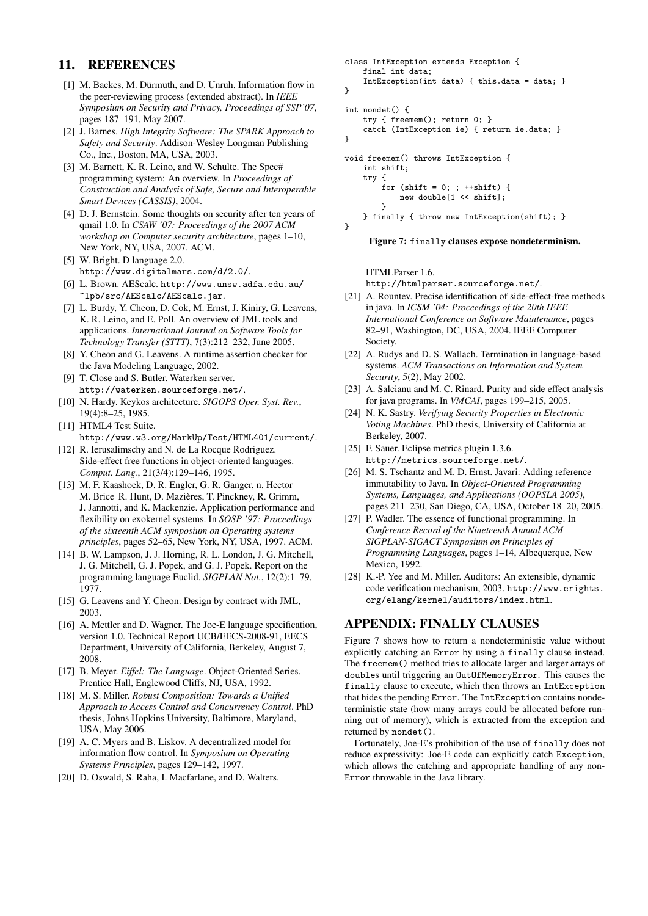## 11. REFERENCES

[1] M. Backes, M. Dürmuth, and D. Unruh. Information flow in the peer-reviewing process (extended abstract). In *IEEE Symposium on Security and Privacy, Proceedings of SSP'07*, pages 187–191, May 2007.

[2] J. Barnes. *High Integrity Software: The SPARK Approach to Safety and Security*. Addison-Wesley Longman Publishing Co., Inc., Boston, MA, USA, 2003.

[3] M. Barnett, K. R. Leino, and W. Schulte. The Spec# programming system: An overview. In *Proceedings of Construction and Analysis of Safe, Secure and Interoperable Smart Devices (CASSIS)*, 2004.

[4] D. J. Bernstein. Some thoughts on security after ten years of qmail 1.0. In *CSAW '07: Proceedings of the 2007 ACM workshop on Computer security architecture*, pages 1–10, New York, NY, USA, 2007. ACM.

[5] W. Bright. D language 2.0. `http://www.digitalmars.com/d/2.0/`.

[6] L. Brown. AEScalc. `http://www.unsw.adfa.edu.au/~lpb/src/AEScalc/AEScalc.jar`.

[7] L. Burdy, Y. Cheon, D. Cok, M. Ernst, J. Kiniry, G. Leavens, K. R. Leino, and E. Poll. An overview of JML tools and applications. *International Journal on Software Tools for Technology Transfer (STTT)*, 7(3):212–232, June 2005.

[8] Y. Cheon and G. Leavens. A runtime assertion checker for the Java Modeling Language, 2002.

[9] T. Close and S. Butler. Waterken server. `http://waterken.sourceforge.net/`.

[10] N. Hardy. Keykos architecture. *SIGOPS Oper. Syst. Rev.*, 19(4):8–25, 1985.

[11] HTML4 Test Suite. `http://www.w3.org/MarkUp/Test/HTML401/current/`.

[12] R. Ierusalimschy and N. de La Rocque Rodriguez. Side-effect free functions in object-oriented languages. *Comput. Lang.*, 21(3/4):129–146, 1995.

[13] M. F. Kaashoek, D. R. Engler, G. R. Ganger, n. Hector M. Brice R. Hunt, D. Mazières, T. Pinckney, R. Grimm, J. Jannotti, and K. Mackenzie. Application performance and flexibility on exokernel systems. In *SOSP '97: Proceedings of the sixteenth ACM symposium on Operating systems principles*, pages 52–65, New York, NY, USA, 1997. ACM.

[14] B. W. Lampson, J. J. Horning, R. L. London, J. G. Mitchell, J. G. Mitchell, G. J. Popek, and G. J. Popek. Report on the programming language Euclid. *SIGPLAN Not.*, 12(2):1–79, 1977.

[15] G. Leavens and Y. Cheon. Design by contract with JML, 2003.

[16] A. Mettler and D. Wagner. The Joe-E language specification, version 1.0. Technical Report UCB/EECS-2008-91, EECS Department, University of California, Berkeley, August 7, 2008.

[17] B. Meyer. *Eiffel: The Language*. Object-Oriented Series. Prentice Hall, Englewood Cliffs, NJ, USA, 1992.

[18] M. S. Miller. *Robust Composition: Towards a Unified Approach to Access Control and Concurrency Control*. PhD thesis, Johns Hopkins University, Baltimore, Maryland, USA, May 2006.

[19] A. C. Myers and B. Liskov. A decentralized model for information flow control. In *Symposium on Operating Systems Principles*, pages 129–142, 1997.

[20] D. Oswald, S. Raha, I. Macfarlane, and D. Walters. HTMLParser 1.6. `http://htmlparser.sourceforge.net/`.

[21] A. Rountev. Precise identification of side-effect-free methods in java. In *ICSM '04: Proceedings of the 20th IEEE International Conference on Software Maintenance*, pages 82–91, Washington, DC, USA, 2004. IEEE Computer Society.

[22] A. Rudys and D. S. Wallach. Termination in language-based systems. *ACM Transactions on Information and System Security*, 5(2), May 2002.

[23] A. Salcianu and M. C. Rinard. Purity and side effect analysis for java programs. In *VMCAI*, pages 199–215, 2005.

[24] N. K. Sastry. *Verifying Security Properties in Electronic Voting Machines*. PhD thesis, University of California at Berkeley, 2007.

[25] F. Sauer. Eclipse metrics plugin 1.3.6. `http://metrics.sourceforge.net/`.

[26] M. S. Tschantz and M. D. Ernst. Javari: Adding reference immutability to Java. In *Object-Oriented Programming Systems, Languages, and Applications (OOPSLA 2005)*, pages 211–230, San Diego, CA, USA, October 18–20, 2005.

[27] P. Wadler. The essence of functional programming. In *Conference Record of the Nineteenth Annual ACM SIGPLAN-SIGACT Symposium on Principles of Programming Languages*, pages 1–14, Albequerque, New Mexico, 1992.

[28] K.-P. Yee and M. Miller. Auditors: An extensible, dynamic code verification mechanism, 2003. `http://www.erights.org/elang/kernel/auditors/index.html`.

```
class IntException extends Exception {
    final int data;
    IntException(int data) { this.data = data; }
}

int nondet() {
    try { freemem(); return 0; }
    catch (IntException ie) { return ie.data; }
}

void freemem() throws IntException {
    int shift;
    try {
        for (shift = 0; ; ++shift) {
            new double[1 << shift];
        }
    } finally { throw new IntException(shift); }
}
```

**Figure 7: `finally` clauses expose nondeterminism.**

## APPENDIX: FINALLY CLAUSES

Figure 7 shows how to return a nondeterministic value without explicitly catching an `Error` by using a `finally` clause instead. The `freemem()` method tries to allocate larger and larger arrays of `double`s until triggering an `OutOfMemoryError`. This causes the `finally` clause to execute, which then throws an `IntException` that hides the pending `Error`. The `IntException` contains nondeterministic state (how many arrays could be allocated before running out of memory), which is extracted from the exception and returned by `nondet()`.

Fortunately, Joe-E's prohibition of the use of `finally` does not reduce expressivity: Joe-E code can explicitly catch `Exception`, which allows the catching and appropriate handling of any non-`Error` throwable in the Java library.